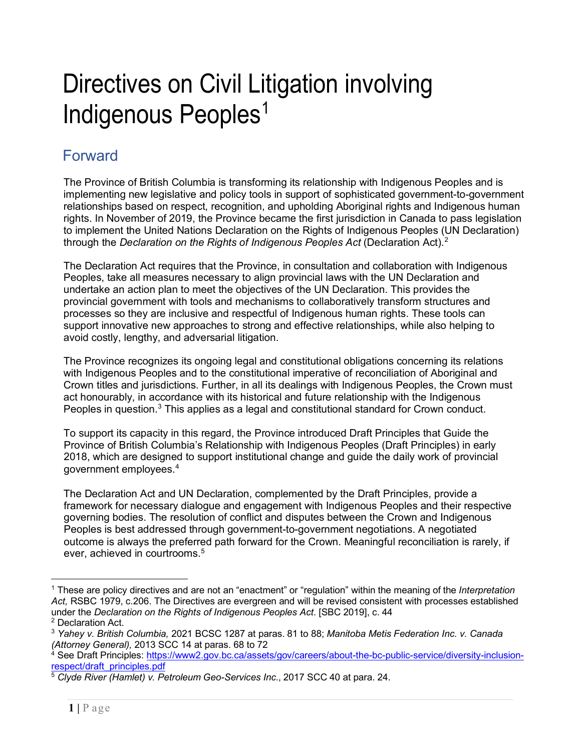# Directives on Civil Litigation involving Indigenous Peoples[1]

## Forward

The Province of British Columbia is transforming its relationship with Indigenous Peoples and is implementing new legislative and policy tools in support of sophisticated government-to-government relationships based on respect, recognition, and upholding Aboriginal rights and Indigenous human rights. In November of 2019, the Province became the first jurisdiction in Canada to pass legislation to implement the United Nations Declaration on the Rights of Indigenous Peoples (UN Declaration) through the *Declaration on the Rights of Indigenous Peoples Act* (Declaration Act).[2]

The Declaration Act requires that the Province, in consultation and collaboration with Indigenous Peoples, take all measures necessary to align provincial laws with the UN Declaration and undertake an action plan to meet the objectives of the UN Declaration. This provides the provincial government with tools and mechanisms to collaboratively transform structures and processes so they are inclusive and respectful of Indigenous human rights. These tools can support innovative new approaches to strong and effective relationships, while also helping to avoid costly, lengthy, and adversarial litigation.

The Province recognizes its ongoing legal and constitutional obligations concerning its relations with Indigenous Peoples and to the constitutional imperative of reconciliation of Aboriginal and Crown titles and jurisdictions. Further, in all its dealings with Indigenous Peoples, the Crown must act honourably, in accordance with its historical and future relationship with the Indigenous Peoples in question.[3] This applies as a legal and constitutional standard for Crown conduct.

To support its capacity in this regard, the Province introduced Draft Principles that Guide the Province of British Columbia's Relationship with Indigenous Peoples (Draft Principles) in early 2018, which are designed to support institutional change and guide the daily work of provincial government employees.[4]

The Declaration Act and UN Declaration, complemented by the Draft Principles, provide a framework for necessary dialogue and engagement with Indigenous Peoples and their respective governing bodies. The resolution of conflict and disputes between the Crown and Indigenous Peoples is best addressed through government-to-government negotiations. A negotiated outcome is always the preferred path forward for the Crown. Meaningful reconciliation is rarely, if ever, achieved in courtrooms.[5]

---

[1] These are policy directives and are not an "enactment" or "regulation" within the meaning of the *Interpretation Act,* RSBC 1979, c.206. The Directives are evergreen and will be revised consistent with processes established under the *Declaration on the Rights of Indigenous Peoples Act*. [SBC 2019], c. 44

[2] Declaration Act.

[3] *Yahey v. British Columbia,* 2021 BCSC 1287 at paras. 81 to 88; *Manitoba Metis Federation Inc. v. Canada (Attorney General),* 2013 SCC 14 at paras. 68 to 72

[4] See Draft Principles: https://www2.gov.bc.ca/assets/gov/careers/about-the-bc-public-service/diversity-inclusion-respect/draft_principles.pdf

[5] *Clyde River (Hamlet) v. Petroleum Geo-Services Inc.*, 2017 SCC 40 at para. 24.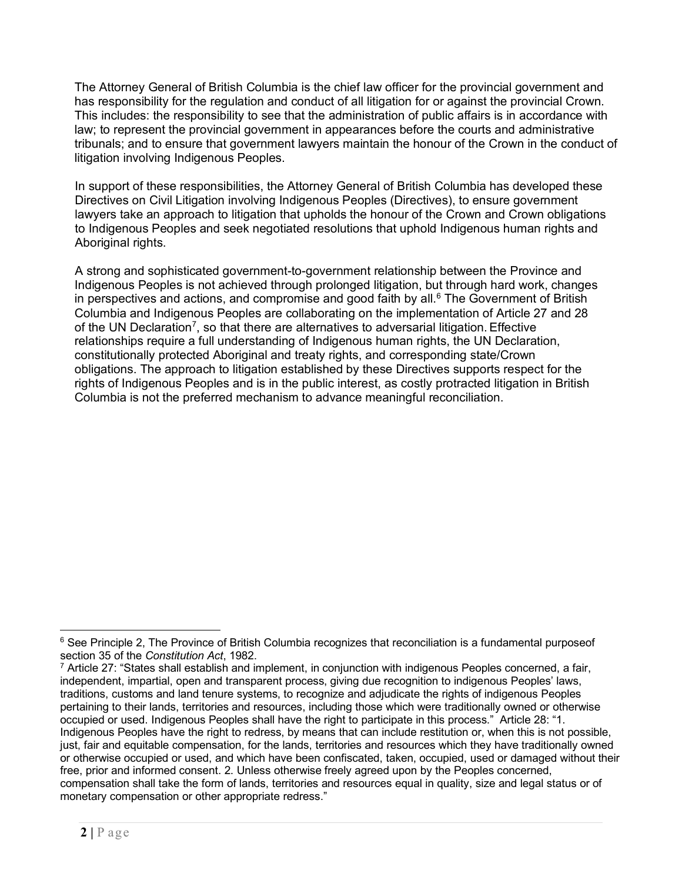The Attorney General of British Columbia is the chief law officer for the provincial government and has responsibility for the regulation and conduct of all litigation for or against the provincial Crown. This includes: the responsibility to see that the administration of public affairs is in accordance with law; to represent the provincial government in appearances before the courts and administrative tribunals; and to ensure that government lawyers maintain the honour of the Crown in the conduct of litigation involving Indigenous Peoples.

In support of these responsibilities, the Attorney General of British Columbia has developed these Directives on Civil Litigation involving Indigenous Peoples (Directives), to ensure government lawyers take an approach to litigation that upholds the honour of the Crown and Crown obligations to Indigenous Peoples and seek negotiated resolutions that uphold Indigenous human rights and Aboriginal rights.

A strong and sophisticated government-to-government relationship between the Province and Indigenous Peoples is not achieved through prolonged litigation, but through hard work, changes in perspectives and actions, and compromise and good faith by all.[6] The Government of British Columbia and Indigenous Peoples are collaborating on the implementation of Article 27 and 28 of the UN Declaration[7], so that there are alternatives to adversarial litigation. Effective relationships require a full understanding of Indigenous human rights, the UN Declaration, constitutionally protected Aboriginal and treaty rights, and corresponding state/Crown obligations. The approach to litigation established by these Directives supports respect for the rights of Indigenous Peoples and is in the public interest, as costly protracted litigation in British Columbia is not the preferred mechanism to advance meaningful reconciliation.

---

[6] See Principle 2, The Province of British Columbia recognizes that reconciliation is a fundamental purposeof section 35 of the *Constitution Act*, 1982.

[7] Article 27: "States shall establish and implement, in conjunction with indigenous Peoples concerned, a fair, independent, impartial, open and transparent process, giving due recognition to indigenous Peoples' laws, traditions, customs and land tenure systems, to recognize and adjudicate the rights of indigenous Peoples pertaining to their lands, territories and resources, including those which were traditionally owned or otherwise occupied or used. Indigenous Peoples shall have the right to participate in this process." Article 28: "1. Indigenous Peoples have the right to redress, by means that can include restitution or, when this is not possible, just, fair and equitable compensation, for the lands, territories and resources which they have traditionally owned or otherwise occupied or used, and which have been confiscated, taken, occupied, used or damaged without their free, prior and informed consent. 2. Unless otherwise freely agreed upon by the Peoples concerned, compensation shall take the form of lands, territories and resources equal in quality, size and legal status or of monetary compensation or other appropriate redress."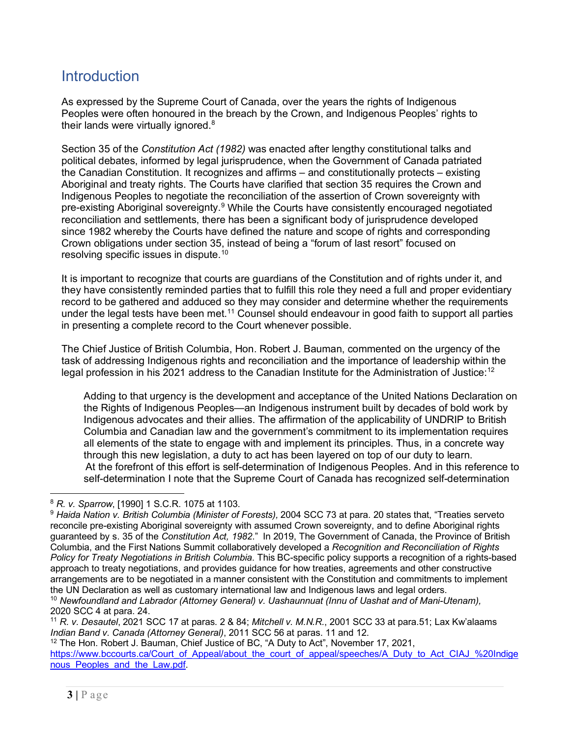## Introduction

As expressed by the Supreme Court of Canada, over the years the rights of Indigenous Peoples were often honoured in the breach by the Crown, and Indigenous Peoples' rights to their lands were virtually ignored.[8]

Section 35 of the *Constitution Act (1982)* was enacted after lengthy constitutional talks and political debates, informed by legal jurisprudence, when the Government of Canada patriated the Canadian Constitution. It recognizes and affirms – and constitutionally protects – existing Aboriginal and treaty rights. The Courts have clarified that section 35 requires the Crown and Indigenous Peoples to negotiate the reconciliation of the assertion of Crown sovereignty with pre-existing Aboriginal sovereignty.[9] While the Courts have consistently encouraged negotiated reconciliation and settlements, there has been a significant body of jurisprudence developed since 1982 whereby the Courts have defined the nature and scope of rights and corresponding Crown obligations under section 35, instead of being a "forum of last resort" focused on resolving specific issues in dispute.[10]

It is important to recognize that courts are guardians of the Constitution and of rights under it, and they have consistently reminded parties that to fulfill this role they need a full and proper evidentiary record to be gathered and adduced so they may consider and determine whether the requirements under the legal tests have been met.[11] Counsel should endeavour in good faith to support all parties in presenting a complete record to the Court whenever possible.

The Chief Justice of British Columbia, Hon. Robert J. Bauman, commented on the urgency of the task of addressing Indigenous rights and reconciliation and the importance of leadership within the legal profession in his 2021 address to the Canadian Institute for the Administration of Justice:[12]

> Adding to that urgency is the development and acceptance of the United Nations Declaration on the Rights of Indigenous Peoples—an Indigenous instrument built by decades of bold work by Indigenous advocates and their allies. The affirmation of the applicability of UNDRIP to British Columbia and Canadian law and the government's commitment to its implementation requires all elements of the state to engage with and implement its principles. Thus, in a concrete way through this new legislation, a duty to act has been layered on top of our duty to learn.
> At the forefront of this effort is self-determination of Indigenous Peoples. And in this reference to self-determination I note that the Supreme Court of Canada has recognized self-determination

---

[8] *R. v. Sparrow*, [1990] 1 S.C.R. 1075 at 1103.

[9] *Haida Nation v. British Columbia (Minister of Forests),* 2004 SCC 73 at para. 20 states that, "Treaties serveto reconcile pre-existing Aboriginal sovereignty with assumed Crown sovereignty, and to define Aboriginal rights guaranteed by s. 35 of the *Constitution Act, 1982*." In 2019, The Government of Canada, the Province of British Columbia, and the First Nations Summit collaboratively developed a *Recognition and Reconciliation of Rights Policy for Treaty Negotiations in British Columbia*. This BC-specific policy supports a recognition of a rights-based approach to treaty negotiations, and provides guidance for how treaties, agreements and other constructive arrangements are to be negotiated in a manner consistent with the Constitution and commitments to implement the UN Declaration as well as customary international law and Indigenous laws and legal orders.

[10] *Newfoundland and Labrador (Attorney General) v. Uashaunnuat (Innu of Uashat and of Mani-Utenam),* 2020 SCC 4 at para. 24.

[11] *R. v. Desautel*, 2021 SCC 17 at paras. 2 & 84; *Mitchell v. M.N.R.*, 2001 SCC 33 at para.51; Lax Kw'alaams *Indian Band v. Canada (Attorney General)*, 2011 SCC 56 at paras. 11 and 12.

[12] The Hon. Robert J. Bauman, Chief Justice of BC, "A Duty to Act", November 17, 2021, https://www.bccourts.ca/Court_of_Appeal/about_the_court_of_appeal/speeches/A_Duty_to_Act_CIAJ_%20Indigenous_Peoples_and_the_Law.pdf.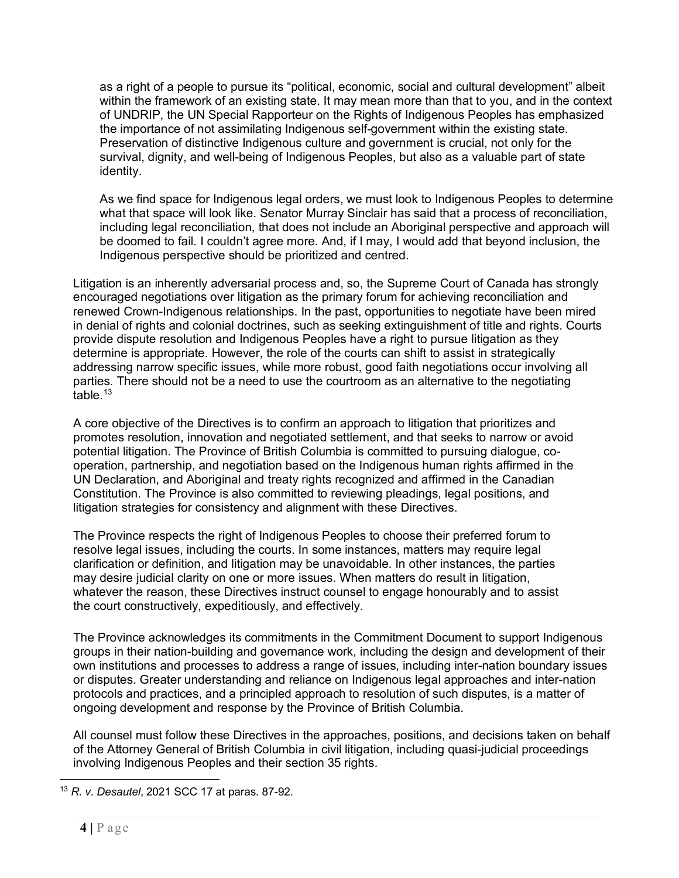> as a right of a people to pursue its "political, economic, social and cultural development" albeit within the framework of an existing state. It may mean more than that to you, and in the context of UNDRIP, the UN Special Rapporteur on the Rights of Indigenous Peoples has emphasized the importance of not assimilating Indigenous self-government within the existing state. Preservation of distinctive Indigenous culture and government is crucial, not only for the survival, dignity, and well-being of Indigenous Peoples, but also as a valuable part of state identity.
>
> As we find space for Indigenous legal orders, we must look to Indigenous Peoples to determine what that space will look like. Senator Murray Sinclair has said that a process of reconciliation, including legal reconciliation, that does not include an Aboriginal perspective and approach will be doomed to fail. I couldn't agree more. And, if I may, I would add that beyond inclusion, the Indigenous perspective should be prioritized and centred.

Litigation is an inherently adversarial process and, so, the Supreme Court of Canada has strongly encouraged negotiations over litigation as the primary forum for achieving reconciliation and renewed Crown-Indigenous relationships. In the past, opportunities to negotiate have been mired in denial of rights and colonial doctrines, such as seeking extinguishment of title and rights. Courts provide dispute resolution and Indigenous Peoples have a right to pursue litigation as they determine is appropriate. However, the role of the courts can shift to assist in strategically addressing narrow specific issues, while more robust, good faith negotiations occur involving all parties. There should not be a need to use the courtroom as an alternative to the negotiating table.[13]

A core objective of the Directives is to confirm an approach to litigation that prioritizes and promotes resolution, innovation and negotiated settlement, and that seeks to narrow or avoid potential litigation. The Province of British Columbia is committed to pursuing dialogue, co-operation, partnership, and negotiation based on the Indigenous human rights affirmed in the UN Declaration, and Aboriginal and treaty rights recognized and affirmed in the Canadian Constitution. The Province is also committed to reviewing pleadings, legal positions, and litigation strategies for consistency and alignment with these Directives.

The Province respects the right of Indigenous Peoples to choose their preferred forum to resolve legal issues, including the courts. In some instances, matters may require legal clarification or definition, and litigation may be unavoidable. In other instances, the parties may desire judicial clarity on one or more issues. When matters do result in litigation, whatever the reason, these Directives instruct counsel to engage honourably and to assist the court constructively, expeditiously, and effectively.

The Province acknowledges its commitments in the Commitment Document to support Indigenous groups in their nation-building and governance work, including the design and development of their own institutions and processes to address a range of issues, including inter-nation boundary issues or disputes. Greater understanding and reliance on Indigenous legal approaches and inter-nation protocols and practices, and a principled approach to resolution of such disputes, is a matter of ongoing development and response by the Province of British Columbia.

All counsel must follow these Directives in the approaches, positions, and decisions taken on behalf of the Attorney General of British Columbia in civil litigation, including quasi-judicial proceedings involving Indigenous Peoples and their section 35 rights.

---

[13] *R. v. Desautel*, 2021 SCC 17 at paras. 87-92.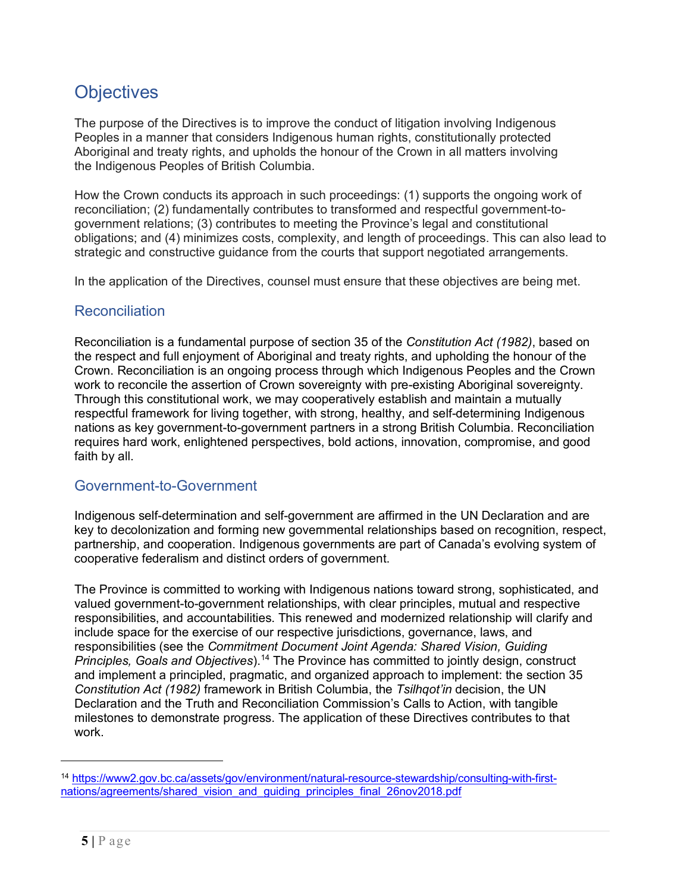# Objectives

The purpose of the Directives is to improve the conduct of litigation involving Indigenous Peoples in a manner that considers Indigenous human rights, constitutionally protected Aboriginal and treaty rights, and upholds the honour of the Crown in all matters involving the Indigenous Peoples of British Columbia.

How the Crown conducts its approach in such proceedings: (1) supports the ongoing work of reconciliation; (2) fundamentally contributes to transformed and respectful government-to-government relations; (3) contributes to meeting the Province's legal and constitutional obligations; and (4) minimizes costs, complexity, and length of proceedings. This can also lead to strategic and constructive guidance from the courts that support negotiated arrangements.

In the application of the Directives, counsel must ensure that these objectives are being met.

## Reconciliation

Reconciliation is a fundamental purpose of section 35 of the *Constitution Act (1982)*, based on the respect and full enjoyment of Aboriginal and treaty rights, and upholding the honour of the Crown. Reconciliation is an ongoing process through which Indigenous Peoples and the Crown work to reconcile the assertion of Crown sovereignty with pre-existing Aboriginal sovereignty. Through this constitutional work, we may cooperatively establish and maintain a mutually respectful framework for living together, with strong, healthy, and self-determining Indigenous nations as key government-to-government partners in a strong British Columbia. Reconciliation requires hard work, enlightened perspectives, bold actions, innovation, compromise, and good faith by all.

## Government-to-Government

Indigenous self-determination and self-government are affirmed in the UN Declaration and are key to decolonization and forming new governmental relationships based on recognition, respect, partnership, and cooperation. Indigenous governments are part of Canada's evolving system of cooperative federalism and distinct orders of government.

The Province is committed to working with Indigenous nations toward strong, sophisticated, and valued government-to-government relationships, with clear principles, mutual and respective responsibilities, and accountabilities. This renewed and modernized relationship will clarify and include space for the exercise of our respective jurisdictions, governance, laws, and responsibilities (see the *Commitment Document Joint Agenda: Shared Vision, Guiding Principles, Goals and Objectives*).[14] The Province has committed to jointly design, construct and implement a principled, pragmatic, and organized approach to implement: the section 35 *Constitution Act (1982)* framework in British Columbia, the *Tsilhqot'in* decision, the UN Declaration and the Truth and Reconciliation Commission's Calls to Action, with tangible milestones to demonstrate progress. The application of these Directives contributes to that work.

---

[14] https://www2.gov.bc.ca/assets/gov/environment/natural-resource-stewardship/consulting-with-first-nations/agreements/shared_vision_and_guiding_principles_final_26nov2018.pdf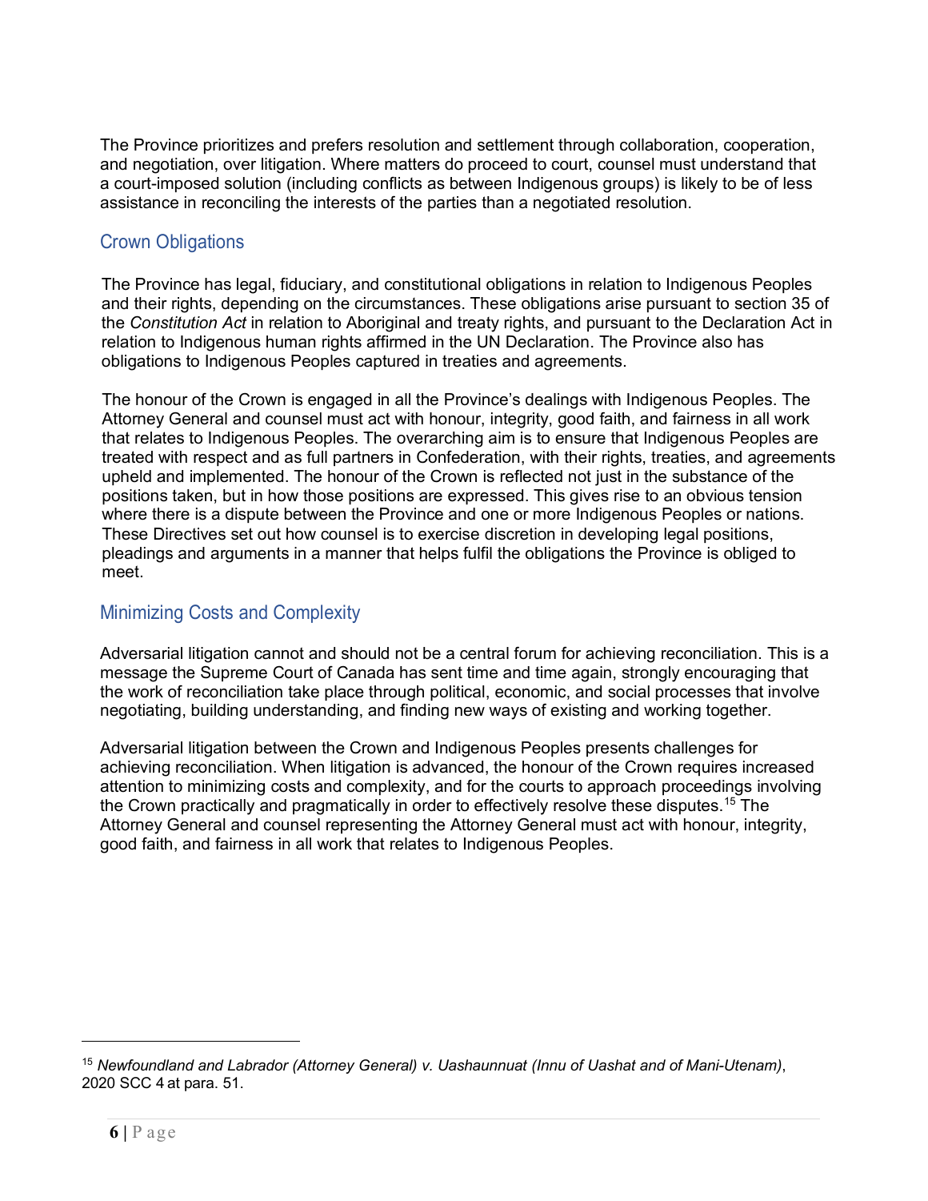The Province prioritizes and prefers resolution and settlement through collaboration, cooperation, and negotiation, over litigation. Where matters do proceed to court, counsel must understand that a court-imposed solution (including conflicts as between Indigenous groups) is likely to be of less assistance in reconciling the interests of the parties than a negotiated resolution.

## Crown Obligations

The Province has legal, fiduciary, and constitutional obligations in relation to Indigenous Peoples and their rights, depending on the circumstances. These obligations arise pursuant to section 35 of the *Constitution Act* in relation to Aboriginal and treaty rights, and pursuant to the Declaration Act in relation to Indigenous human rights affirmed in the UN Declaration. The Province also has obligations to Indigenous Peoples captured in treaties and agreements.

The honour of the Crown is engaged in all the Province's dealings with Indigenous Peoples. The Attorney General and counsel must act with honour, integrity, good faith, and fairness in all work that relates to Indigenous Peoples. The overarching aim is to ensure that Indigenous Peoples are treated with respect and as full partners in Confederation, with their rights, treaties, and agreements upheld and implemented. The honour of the Crown is reflected not just in the substance of the positions taken, but in how those positions are expressed. This gives rise to an obvious tension where there is a dispute between the Province and one or more Indigenous Peoples or nations. These Directives set out how counsel is to exercise discretion in developing legal positions, pleadings and arguments in a manner that helps fulfil the obligations the Province is obliged to meet.

## Minimizing Costs and Complexity

Adversarial litigation cannot and should not be a central forum for achieving reconciliation. This is a message the Supreme Court of Canada has sent time and time again, strongly encouraging that the work of reconciliation take place through political, economic, and social processes that involve negotiating, building understanding, and finding new ways of existing and working together.

Adversarial litigation between the Crown and Indigenous Peoples presents challenges for achieving reconciliation. When litigation is advanced, the honour of the Crown requires increased attention to minimizing costs and complexity, and for the courts to approach proceedings involving the Crown practically and pragmatically in order to effectively resolve these disputes.[15] The Attorney General and counsel representing the Attorney General must act with honour, integrity, good faith, and fairness in all work that relates to Indigenous Peoples.

---

[15] *Newfoundland and Labrador (Attorney General) v. Uashaunnuat (Innu of Uashat and of Mani-Utenam)*, 2020 SCC 4 at para. 51.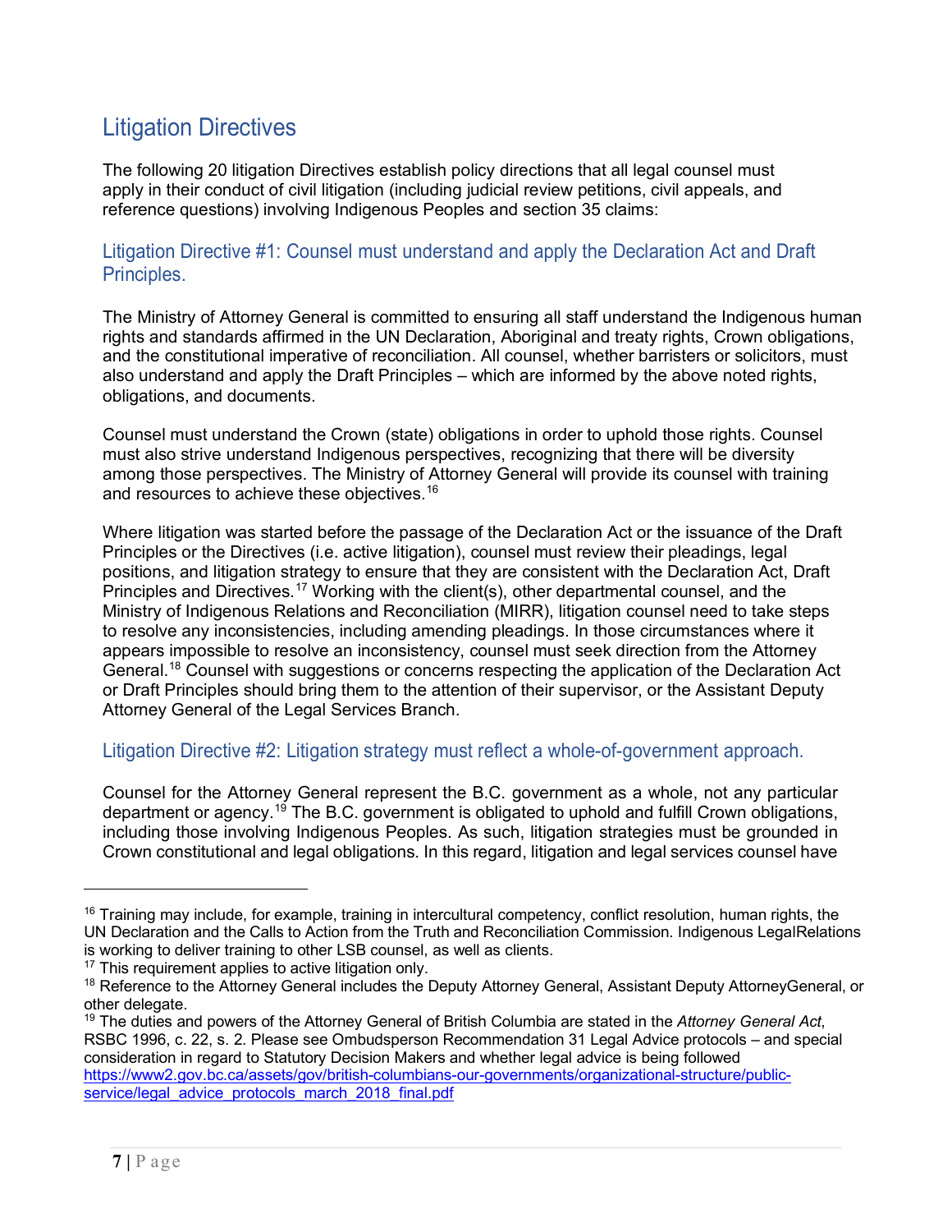## Litigation Directives

The following 20 litigation Directives establish policy directions that all legal counsel must apply in their conduct of civil litigation (including judicial review petitions, civil appeals, and reference questions) involving Indigenous Peoples and section 35 claims:

### Litigation Directive #1: Counsel must understand and apply the Declaration Act and Draft Principles.

The Ministry of Attorney General is committed to ensuring all staff understand the Indigenous human rights and standards affirmed in the UN Declaration, Aboriginal and treaty rights, Crown obligations, and the constitutional imperative of reconciliation. All counsel, whether barristers or solicitors, must also understand and apply the Draft Principles – which are informed by the above noted rights, obligations, and documents.

Counsel must understand the Crown (state) obligations in order to uphold those rights. Counsel must also strive understand Indigenous perspectives, recognizing that there will be diversity among those perspectives. The Ministry of Attorney General will provide its counsel with training and resources to achieve these objectives.[16]

Where litigation was started before the passage of the Declaration Act or the issuance of the Draft Principles or the Directives (i.e. active litigation), counsel must review their pleadings, legal positions, and litigation strategy to ensure that they are consistent with the Declaration Act, Draft Principles and Directives.[17] Working with the client(s), other departmental counsel, and the Ministry of Indigenous Relations and Reconciliation (MIRR), litigation counsel need to take steps to resolve any inconsistencies, including amending pleadings. In those circumstances where it appears impossible to resolve an inconsistency, counsel must seek direction from the Attorney General.[18] Counsel with suggestions or concerns respecting the application of the Declaration Act or Draft Principles should bring them to the attention of their supervisor, or the Assistant Deputy Attorney General of the Legal Services Branch.

### Litigation Directive #2: Litigation strategy must reflect a whole-of-government approach.

Counsel for the Attorney General represent the B.C. government as a whole, not any particular department or agency.[19] The B.C. government is obligated to uphold and fulfill Crown obligations, including those involving Indigenous Peoples. As such, litigation strategies must be grounded in Crown constitutional and legal obligations. In this regard, litigation and legal services counsel have

---

[16] Training may include, for example, training in intercultural competency, conflict resolution, human rights, the UN Declaration and the Calls to Action from the Truth and Reconciliation Commission. Indigenous LegalRelations is working to deliver training to other LSB counsel, as well as clients.

[17] This requirement applies to active litigation only.

[18] Reference to the Attorney General includes the Deputy Attorney General, Assistant Deputy AttorneyGeneral, or other delegate.

[19] The duties and powers of the Attorney General of British Columbia are stated in the *Attorney General Act*, RSBC 1996, c. 22, s. 2. Please see Ombudsperson Recommendation 31 Legal Advice protocols – and special consideration in regard to Statutory Decision Makers and whether legal advice is being followed https://www2.gov.bc.ca/assets/gov/british-columbians-our-governments/organizational-structure/public-service/legal_advice_protocols_march_2018_final.pdf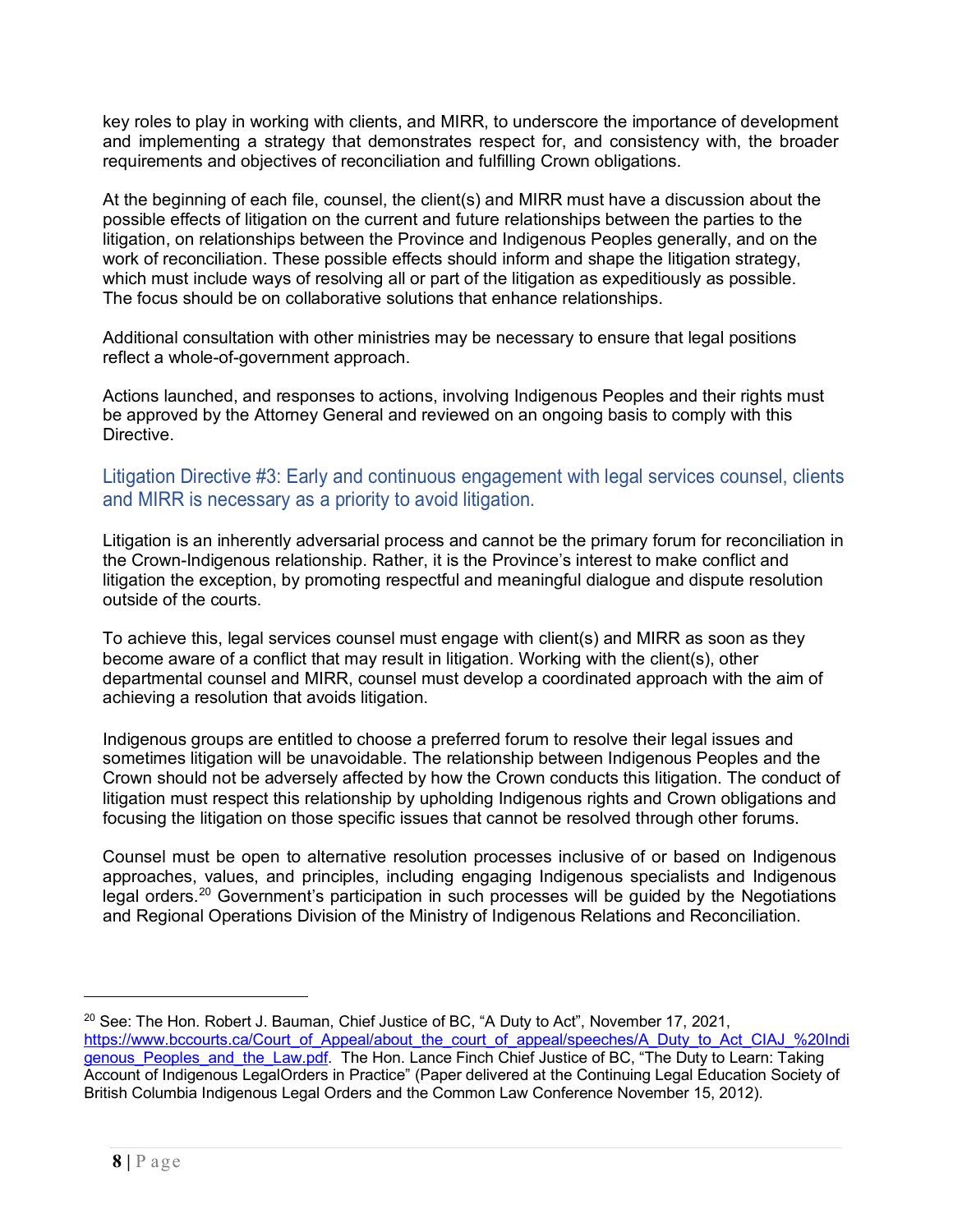key roles to play in working with clients, and MIRR, to underscore the importance of development and implementing a strategy that demonstrates respect for, and consistency with, the broader requirements and objectives of reconciliation and fulfilling Crown obligations.

At the beginning of each file, counsel, the client(s) and MIRR must have a discussion about the possible effects of litigation on the current and future relationships between the parties to the litigation, on relationships between the Province and Indigenous Peoples generally, and on the work of reconciliation. These possible effects should inform and shape the litigation strategy, which must include ways of resolving all or part of the litigation as expeditiously as possible. The focus should be on collaborative solutions that enhance relationships.

Additional consultation with other ministries may be necessary to ensure that legal positions reflect a whole-of-government approach.

Actions launched, and responses to actions, involving Indigenous Peoples and their rights must be approved by the Attorney General and reviewed on an ongoing basis to comply with this Directive.

## Litigation Directive #3: Early and continuous engagement with legal services counsel, clients and MIRR is necessary as a priority to avoid litigation.

Litigation is an inherently adversarial process and cannot be the primary forum for reconciliation in the Crown-Indigenous relationship. Rather, it is the Province's interest to make conflict and litigation the exception, by promoting respectful and meaningful dialogue and dispute resolution outside of the courts.

To achieve this, legal services counsel must engage with client(s) and MIRR as soon as they become aware of a conflict that may result in litigation. Working with the client(s), other departmental counsel and MIRR, counsel must develop a coordinated approach with the aim of achieving a resolution that avoids litigation.

Indigenous groups are entitled to choose a preferred forum to resolve their legal issues and sometimes litigation will be unavoidable. The relationship between Indigenous Peoples and the Crown should not be adversely affected by how the Crown conducts this litigation. The conduct of litigation must respect this relationship by upholding Indigenous rights and Crown obligations and focusing the litigation on those specific issues that cannot be resolved through other forums.

Counsel must be open to alternative resolution processes inclusive of or based on Indigenous approaches, values, and principles, including engaging Indigenous specialists and Indigenous legal orders.[20] Government's participation in such processes will be guided by the Negotiations and Regional Operations Division of the Ministry of Indigenous Relations and Reconciliation.

---

[20] See: The Hon. Robert J. Bauman, Chief Justice of BC, "A Duty to Act", November 17, 2021, https://www.bccourts.ca/Court_of_Appeal/about_the_court_of_appeal/speeches/A_Duty_to_Act_CIAJ_%20Indigenous_Peoples_and_the_Law.pdf. The Hon. Lance Finch Chief Justice of BC, "The Duty to Learn: Taking Account of Indigenous LegalOrders in Practice" (Paper delivered at the Continuing Legal Education Society of British Columbia Indigenous Legal Orders and the Common Law Conference November 15, 2012).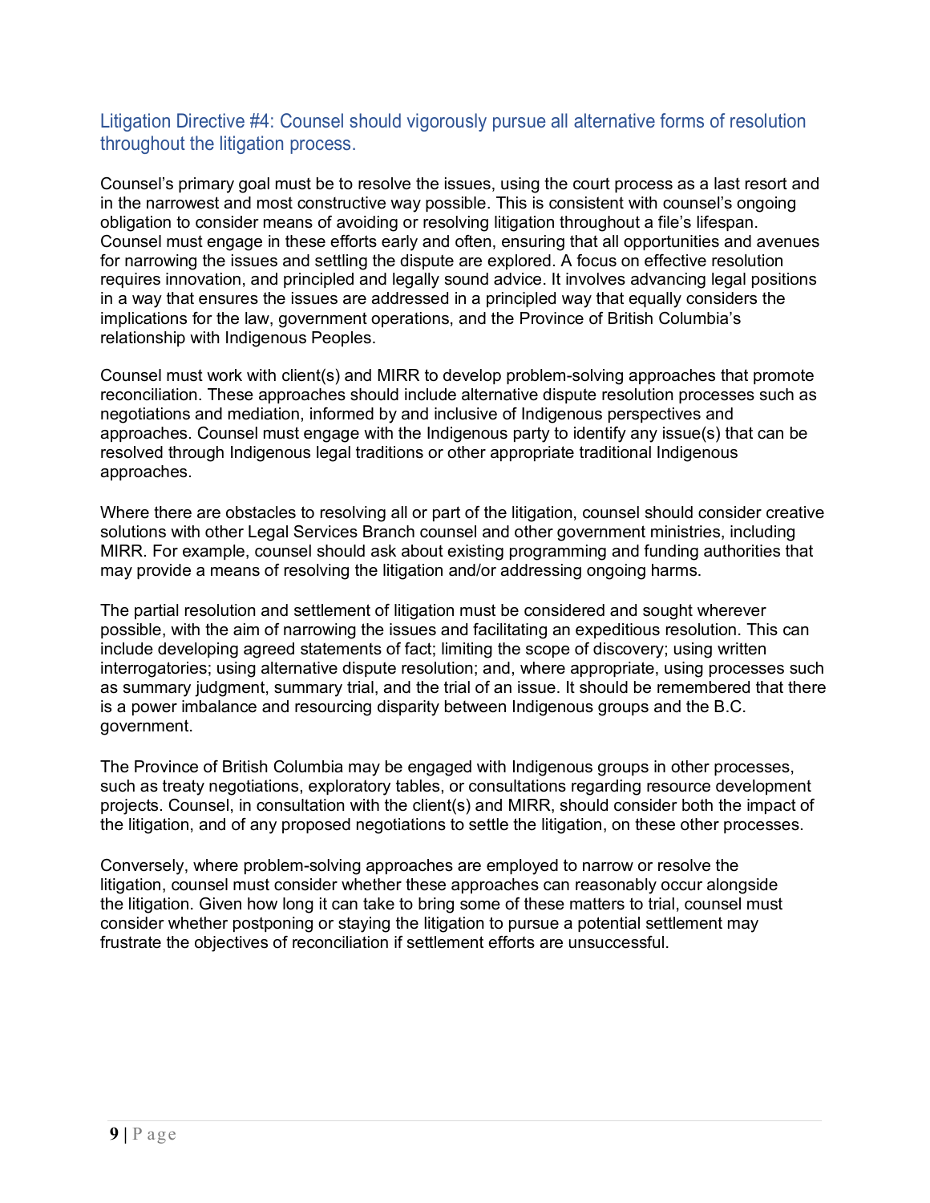## Litigation Directive #4: Counsel should vigorously pursue all alternative forms of resolution throughout the litigation process.

Counsel's primary goal must be to resolve the issues, using the court process as a last resort and in the narrowest and most constructive way possible. This is consistent with counsel's ongoing obligation to consider means of avoiding or resolving litigation throughout a file's lifespan. Counsel must engage in these efforts early and often, ensuring that all opportunities and avenues for narrowing the issues and settling the dispute are explored. A focus on effective resolution requires innovation, and principled and legally sound advice. It involves advancing legal positions in a way that ensures the issues are addressed in a principled way that equally considers the implications for the law, government operations, and the Province of British Columbia's relationship with Indigenous Peoples.

Counsel must work with client(s) and MIRR to develop problem-solving approaches that promote reconciliation. These approaches should include alternative dispute resolution processes such as negotiations and mediation, informed by and inclusive of Indigenous perspectives and approaches. Counsel must engage with the Indigenous party to identify any issue(s) that can be resolved through Indigenous legal traditions or other appropriate traditional Indigenous approaches.

Where there are obstacles to resolving all or part of the litigation, counsel should consider creative solutions with other Legal Services Branch counsel and other government ministries, including MIRR. For example, counsel should ask about existing programming and funding authorities that may provide a means of resolving the litigation and/or addressing ongoing harms.

The partial resolution and settlement of litigation must be considered and sought wherever possible, with the aim of narrowing the issues and facilitating an expeditious resolution. This can include developing agreed statements of fact; limiting the scope of discovery; using written interrogatories; using alternative dispute resolution; and, where appropriate, using processes such as summary judgment, summary trial, and the trial of an issue. It should be remembered that there is a power imbalance and resourcing disparity between Indigenous groups and the B.C. government.

The Province of British Columbia may be engaged with Indigenous groups in other processes, such as treaty negotiations, exploratory tables, or consultations regarding resource development projects. Counsel, in consultation with the client(s) and MIRR, should consider both the impact of the litigation, and of any proposed negotiations to settle the litigation, on these other processes.

Conversely, where problem-solving approaches are employed to narrow or resolve the litigation, counsel must consider whether these approaches can reasonably occur alongside the litigation. Given how long it can take to bring some of these matters to trial, counsel must consider whether postponing or staying the litigation to pursue a potential settlement may frustrate the objectives of reconciliation if settlement efforts are unsuccessful.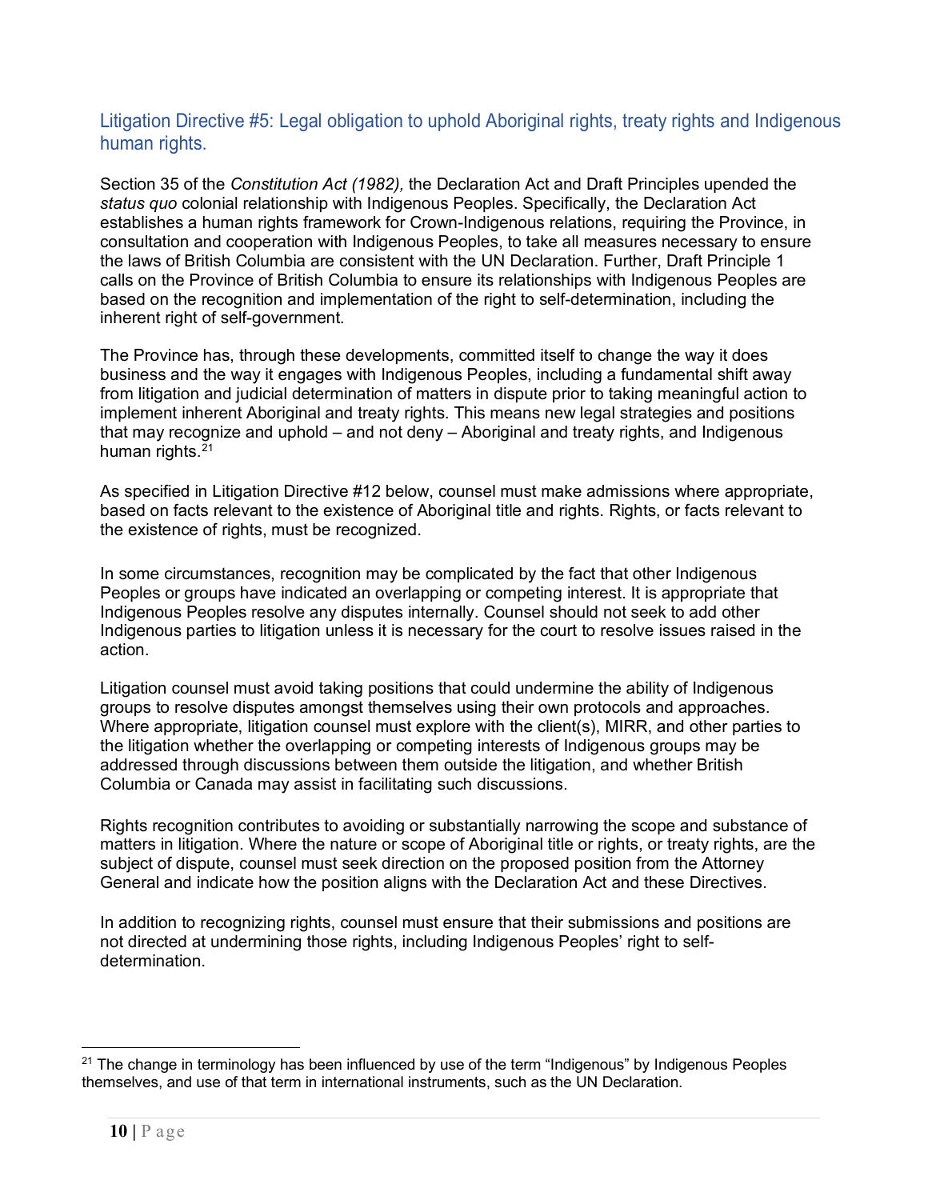## Litigation Directive #5: Legal obligation to uphold Aboriginal rights, treaty rights and Indigenous human rights.

Section 35 of the *Constitution Act (1982),* the Declaration Act and Draft Principles upended the *status quo* colonial relationship with Indigenous Peoples. Specifically, the Declaration Act establishes a human rights framework for Crown-Indigenous relations, requiring the Province, in consultation and cooperation with Indigenous Peoples, to take all measures necessary to ensure the laws of British Columbia are consistent with the UN Declaration. Further, Draft Principle 1 calls on the Province of British Columbia to ensure its relationships with Indigenous Peoples are based on the recognition and implementation of the right to self-determination, including the inherent right of self-government.

The Province has, through these developments, committed itself to change the way it does business and the way it engages with Indigenous Peoples, including a fundamental shift away from litigation and judicial determination of matters in dispute prior to taking meaningful action to implement inherent Aboriginal and treaty rights. This means new legal strategies and positions that may recognize and uphold – and not deny – Aboriginal and treaty rights, and Indigenous human rights.[21]

As specified in Litigation Directive #12 below, counsel must make admissions where appropriate, based on facts relevant to the existence of Aboriginal title and rights. Rights, or facts relevant to the existence of rights, must be recognized.

In some circumstances, recognition may be complicated by the fact that other Indigenous Peoples or groups have indicated an overlapping or competing interest. It is appropriate that Indigenous Peoples resolve any disputes internally. Counsel should not seek to add other Indigenous parties to litigation unless it is necessary for the court to resolve issues raised in the action.

Litigation counsel must avoid taking positions that could undermine the ability of Indigenous groups to resolve disputes amongst themselves using their own protocols and approaches. Where appropriate, litigation counsel must explore with the client(s), MIRR, and other parties to the litigation whether the overlapping or competing interests of Indigenous groups may be addressed through discussions between them outside the litigation, and whether British Columbia or Canada may assist in facilitating such discussions.

Rights recognition contributes to avoiding or substantially narrowing the scope and substance of matters in litigation. Where the nature or scope of Aboriginal title or rights, or treaty rights, are the subject of dispute, counsel must seek direction on the proposed position from the Attorney General and indicate how the position aligns with the Declaration Act and these Directives.

In addition to recognizing rights, counsel must ensure that their submissions and positions are not directed at undermining those rights, including Indigenous Peoples' right to self-determination.

---

[21] The change in terminology has been influenced by use of the term "Indigenous" by Indigenous Peoples themselves, and use of that term in international instruments, such as the UN Declaration.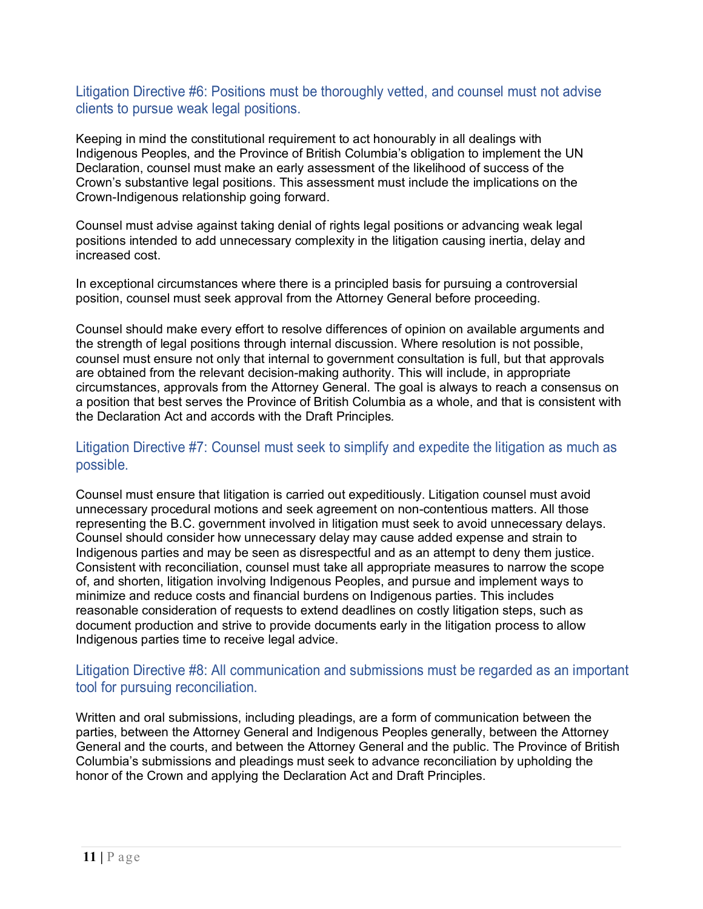## Litigation Directive #6: Positions must be thoroughly vetted, and counsel must not advise clients to pursue weak legal positions.

Keeping in mind the constitutional requirement to act honourably in all dealings with Indigenous Peoples, and the Province of British Columbia's obligation to implement the UN Declaration, counsel must make an early assessment of the likelihood of success of the Crown's substantive legal positions. This assessment must include the implications on the Crown-Indigenous relationship going forward.

Counsel must advise against taking denial of rights legal positions or advancing weak legal positions intended to add unnecessary complexity in the litigation causing inertia, delay and increased cost.

In exceptional circumstances where there is a principled basis for pursuing a controversial position, counsel must seek approval from the Attorney General before proceeding.

Counsel should make every effort to resolve differences of opinion on available arguments and the strength of legal positions through internal discussion. Where resolution is not possible, counsel must ensure not only that internal to government consultation is full, but that approvals are obtained from the relevant decision-making authority. This will include, in appropriate circumstances, approvals from the Attorney General. The goal is always to reach a consensus on a position that best serves the Province of British Columbia as a whole, and that is consistent with the Declaration Act and accords with the Draft Principles*.*

## Litigation Directive #7: Counsel must seek to simplify and expedite the litigation as much as possible.

Counsel must ensure that litigation is carried out expeditiously. Litigation counsel must avoid unnecessary procedural motions and seek agreement on non-contentious matters. All those representing the B.C. government involved in litigation must seek to avoid unnecessary delays. Counsel should consider how unnecessary delay may cause added expense and strain to Indigenous parties and may be seen as disrespectful and as an attempt to deny them justice. Consistent with reconciliation, counsel must take all appropriate measures to narrow the scope of, and shorten, litigation involving Indigenous Peoples, and pursue and implement ways to minimize and reduce costs and financial burdens on Indigenous parties. This includes reasonable consideration of requests to extend deadlines on costly litigation steps, such as document production and strive to provide documents early in the litigation process to allow Indigenous parties time to receive legal advice.

## Litigation Directive #8: All communication and submissions must be regarded as an important tool for pursuing reconciliation.

Written and oral submissions, including pleadings, are a form of communication between the parties, between the Attorney General and Indigenous Peoples generally, between the Attorney General and the courts, and between the Attorney General and the public. The Province of British Columbia's submissions and pleadings must seek to advance reconciliation by upholding the honor of the Crown and applying the Declaration Act and Draft Principles.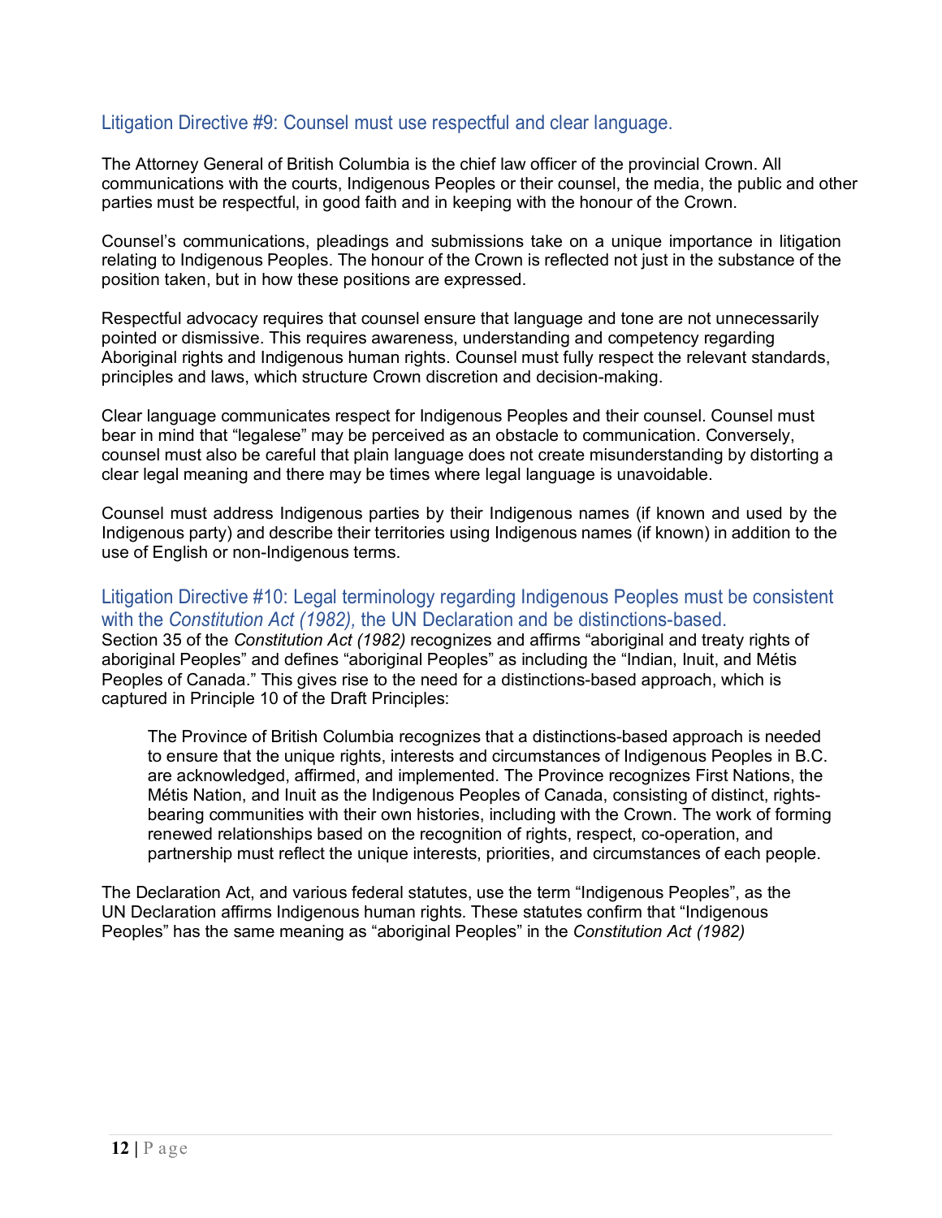## Litigation Directive #9: Counsel must use respectful and clear language.

The Attorney General of British Columbia is the chief law officer of the provincial Crown. All communications with the courts, Indigenous Peoples or their counsel, the media, the public and other parties must be respectful, in good faith and in keeping with the honour of the Crown.

Counsel's communications, pleadings and submissions take on a unique importance in litigation relating to Indigenous Peoples. The honour of the Crown is reflected not just in the substance of the position taken, but in how these positions are expressed.

Respectful advocacy requires that counsel ensure that language and tone are not unnecessarily pointed or dismissive. This requires awareness, understanding and competency regarding Aboriginal rights and Indigenous human rights. Counsel must fully respect the relevant standards, principles and laws, which structure Crown discretion and decision-making.

Clear language communicates respect for Indigenous Peoples and their counsel. Counsel must bear in mind that "legalese" may be perceived as an obstacle to communication. Conversely, counsel must also be careful that plain language does not create misunderstanding by distorting a clear legal meaning and there may be times where legal language is unavoidable.

Counsel must address Indigenous parties by their Indigenous names (if known and used by the Indigenous party) and describe their territories using Indigenous names (if known) in addition to the use of English or non-Indigenous terms.

## Litigation Directive #10: Legal terminology regarding Indigenous Peoples must be consistent with the *Constitution Act (1982),* the UN Declaration and be distinctions-based.

Section 35 of the *Constitution Act (1982)* recognizes and affirms "aboriginal and treaty rights of aboriginal Peoples" and defines "aboriginal Peoples" as including the "Indian, Inuit, and Métis Peoples of Canada." This gives rise to the need for a distinctions-based approach, which is captured in Principle 10 of the Draft Principles:

> The Province of British Columbia recognizes that a distinctions-based approach is needed to ensure that the unique rights, interests and circumstances of Indigenous Peoples in B.C. are acknowledged, affirmed, and implemented. The Province recognizes First Nations, the Métis Nation, and Inuit as the Indigenous Peoples of Canada, consisting of distinct, rights-bearing communities with their own histories, including with the Crown. The work of forming renewed relationships based on the recognition of rights, respect, co-operation, and partnership must reflect the unique interests, priorities, and circumstances of each people.

The Declaration Act, and various federal statutes, use the term "Indigenous Peoples", as the UN Declaration affirms Indigenous human rights. These statutes confirm that "Indigenous Peoples" has the same meaning as "aboriginal Peoples" in the *Constitution Act (1982)*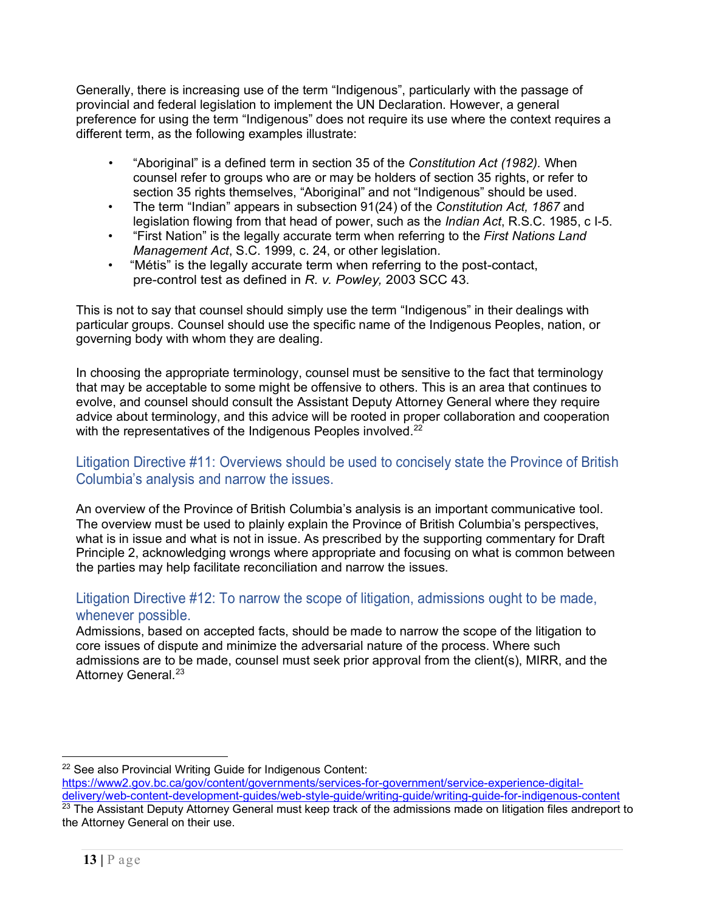Generally, there is increasing use of the term "Indigenous", particularly with the passage of provincial and federal legislation to implement the UN Declaration. However, a general preference for using the term "Indigenous" does not require its use where the context requires a different term, as the following examples illustrate:

- "Aboriginal" is a defined term in section 35 of the *Constitution Act (1982).* When counsel refer to groups who are or may be holders of section 35 rights, or refer to section 35 rights themselves, "Aboriginal" and not "Indigenous" should be used.
- The term "Indian" appears in subsection 91(24) of the *Constitution Act, 1867* and legislation flowing from that head of power, such as the *Indian Act*, R.S.C. 1985, c I-5.
- "First Nation" is the legally accurate term when referring to the *First Nations Land Management Act*, S.C. 1999, c. 24, or other legislation.
- "Métis" is the legally accurate term when referring to the post-contact, pre-control test as defined in *R. v. Powley,* 2003 SCC 43.

This is not to say that counsel should simply use the term "Indigenous" in their dealings with particular groups. Counsel should use the specific name of the Indigenous Peoples, nation, or governing body with whom they are dealing.

In choosing the appropriate terminology, counsel must be sensitive to the fact that terminology that may be acceptable to some might be offensive to others. This is an area that continues to evolve, and counsel should consult the Assistant Deputy Attorney General where they require advice about terminology, and this advice will be rooted in proper collaboration and cooperation with the representatives of the Indigenous Peoples involved.[22]

## Litigation Directive #11: Overviews should be used to concisely state the Province of British Columbia's analysis and narrow the issues.

An overview of the Province of British Columbia's analysis is an important communicative tool. The overview must be used to plainly explain the Province of British Columbia's perspectives, what is in issue and what is not in issue. As prescribed by the supporting commentary for Draft Principle 2, acknowledging wrongs where appropriate and focusing on what is common between the parties may help facilitate reconciliation and narrow the issues.

## Litigation Directive #12: To narrow the scope of litigation, admissions ought to be made, whenever possible.

Admissions, based on accepted facts, should be made to narrow the scope of the litigation to core issues of dispute and minimize the adversarial nature of the process. Where such admissions are to be made, counsel must seek prior approval from the client(s), MIRR, and the Attorney General.[23]

---

[22] See also Provincial Writing Guide for Indigenous Content: https://www2.gov.bc.ca/gov/content/governments/services-for-government/service-experience-digital-delivery/web-content-development-guides/web-style-guide/writing-guide/writing-guide-for-indigenous-content

[23] The Assistant Deputy Attorney General must keep track of the admissions made on litigation files andreport to the Attorney General on their use.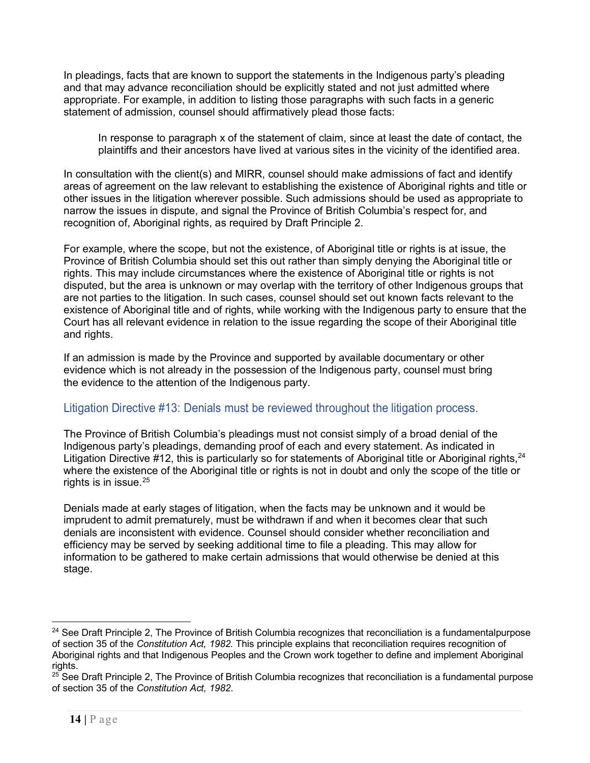In pleadings, facts that are known to support the statements in the Indigenous party's pleading and that may advance reconciliation should be explicitly stated and not just admitted where appropriate. For example, in addition to listing those paragraphs with such facts in a generic statement of admission, counsel should affirmatively plead those facts:

> In response to paragraph x of the statement of claim, since at least the date of contact, the plaintiffs and their ancestors have lived at various sites in the vicinity of the identified area.

In consultation with the client(s) and MIRR, counsel should make admissions of fact and identify areas of agreement on the law relevant to establishing the existence of Aboriginal rights and title or other issues in the litigation wherever possible. Such admissions should be used as appropriate to narrow the issues in dispute, and signal the Province of British Columbia's respect for, and recognition of, Aboriginal rights, as required by Draft Principle 2.

For example, where the scope, but not the existence, of Aboriginal title or rights is at issue, the Province of British Columbia should set this out rather than simply denying the Aboriginal title or rights. This may include circumstances where the existence of Aboriginal title or rights is not disputed, but the area is unknown or may overlap with the territory of other Indigenous groups that are not parties to the litigation. In such cases, counsel should set out known facts relevant to the existence of Aboriginal title and of rights, while working with the Indigenous party to ensure that the Court has all relevant evidence in relation to the issue regarding the scope of their Aboriginal title and rights.

If an admission is made by the Province and supported by available documentary or other evidence which is not already in the possession of the Indigenous party, counsel must bring the evidence to the attention of the Indigenous party.

## Litigation Directive #13: Denials must be reviewed throughout the litigation process.

The Province of British Columbia's pleadings must not consist simply of a broad denial of the Indigenous party's pleadings, demanding proof of each and every statement. As indicated in Litigation Directive #12, this is particularly so for statements of Aboriginal title or Aboriginal rights,[24] where the existence of the Aboriginal title or rights is not in doubt and only the scope of the title or rights is in issue.[25]

Denials made at early stages of litigation, when the facts may be unknown and it would be imprudent to admit prematurely, must be withdrawn if and when it becomes clear that such denials are inconsistent with evidence. Counsel should consider whether reconciliation and efficiency may be served by seeking additional time to file a pleading. This may allow for information to be gathered to make certain admissions that would otherwise be denied at this stage.

---

[24] See Draft Principle 2, The Province of British Columbia recognizes that reconciliation is a fundamentalpurpose of section 35 of the *Constitution Act, 1982.* This principle explains that reconciliation requires recognition of Aboriginal rights and that Indigenous Peoples and the Crown work together to define and implement Aboriginal rights.

[25] See Draft Principle 2, The Province of British Columbia recognizes that reconciliation is a fundamental purpose of section 35 of the *Constitution Act, 1982*.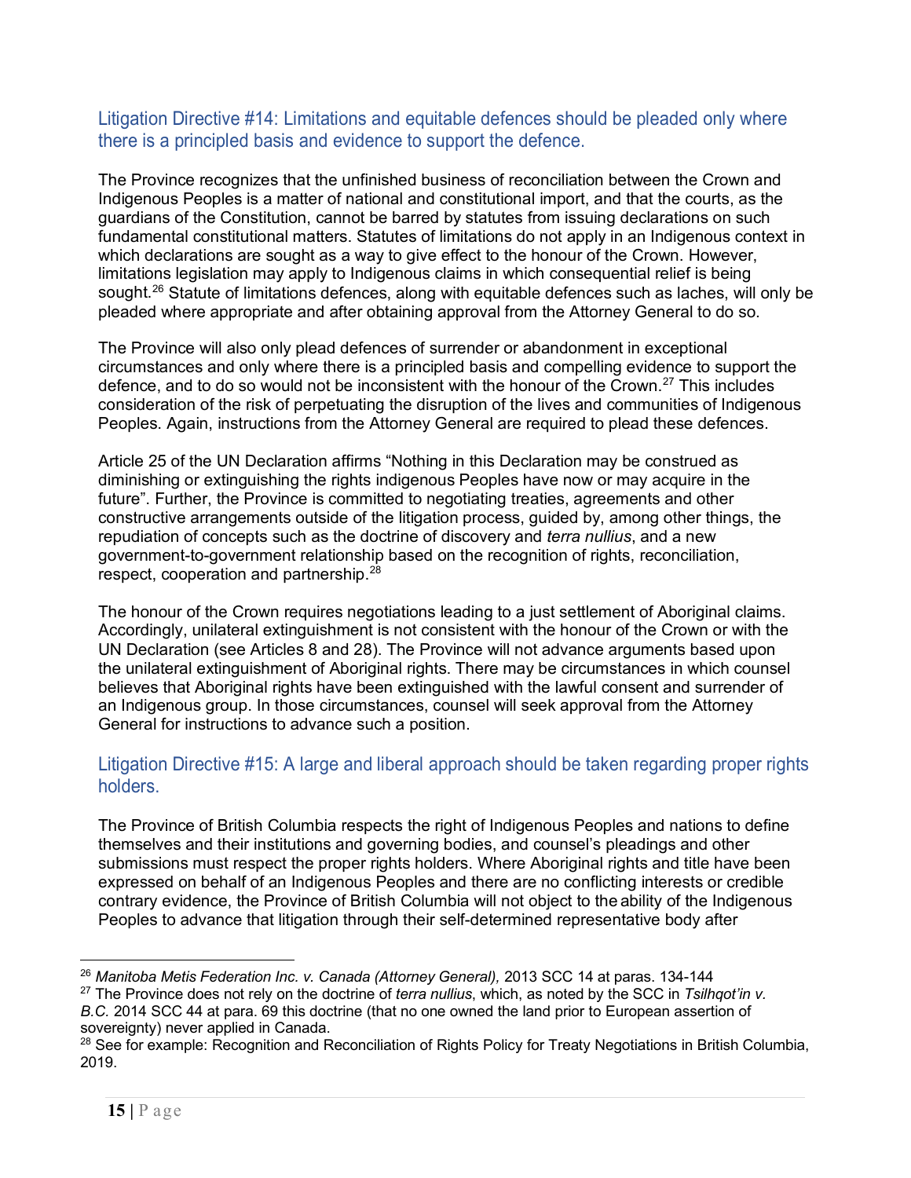## Litigation Directive #14: Limitations and equitable defences should be pleaded only where there is a principled basis and evidence to support the defence.

The Province recognizes that the unfinished business of reconciliation between the Crown and Indigenous Peoples is a matter of national and constitutional import, and that the courts, as the guardians of the Constitution, cannot be barred by statutes from issuing declarations on such fundamental constitutional matters. Statutes of limitations do not apply in an Indigenous context in which declarations are sought as a way to give effect to the honour of the Crown. However, limitations legislation may apply to Indigenous claims in which consequential relief is being sought.[26] Statute of limitations defences, along with equitable defences such as laches, will only be pleaded where appropriate and after obtaining approval from the Attorney General to do so.

The Province will also only plead defences of surrender or abandonment in exceptional circumstances and only where there is a principled basis and compelling evidence to support the defence, and to do so would not be inconsistent with the honour of the Crown.[27] This includes consideration of the risk of perpetuating the disruption of the lives and communities of Indigenous Peoples. Again, instructions from the Attorney General are required to plead these defences.

Article 25 of the UN Declaration affirms "Nothing in this Declaration may be construed as diminishing or extinguishing the rights indigenous Peoples have now or may acquire in the future". Further, the Province is committed to negotiating treaties, agreements and other constructive arrangements outside of the litigation process, guided by, among other things, the repudiation of concepts such as the doctrine of discovery and *terra nullius*, and a new government-to-government relationship based on the recognition of rights, reconciliation, respect, cooperation and partnership.[28]

The honour of the Crown requires negotiations leading to a just settlement of Aboriginal claims. Accordingly, unilateral extinguishment is not consistent with the honour of the Crown or with the UN Declaration (see Articles 8 and 28). The Province will not advance arguments based upon the unilateral extinguishment of Aboriginal rights. There may be circumstances in which counsel believes that Aboriginal rights have been extinguished with the lawful consent and surrender of an Indigenous group. In those circumstances, counsel will seek approval from the Attorney General for instructions to advance such a position.

## Litigation Directive #15: A large and liberal approach should be taken regarding proper rights holders.

The Province of British Columbia respects the right of Indigenous Peoples and nations to define themselves and their institutions and governing bodies, and counsel's pleadings and other submissions must respect the proper rights holders. Where Aboriginal rights and title have been expressed on behalf of an Indigenous Peoples and there are no conflicting interests or credible contrary evidence, the Province of British Columbia will not object to the ability of the Indigenous Peoples to advance that litigation through their self-determined representative body after

---

[26] *Manitoba Metis Federation Inc. v. Canada (Attorney General),* 2013 SCC 14 at paras. 134-144

[27] The Province does not rely on the doctrine of *terra nullius*, which, as noted by the SCC in *Tsilhqot'in v. B.C.* 2014 SCC 44 at para. 69 this doctrine (that no one owned the land prior to European assertion of sovereignty) never applied in Canada.

[28] See for example: Recognition and Reconciliation of Rights Policy for Treaty Negotiations in British Columbia, 2019.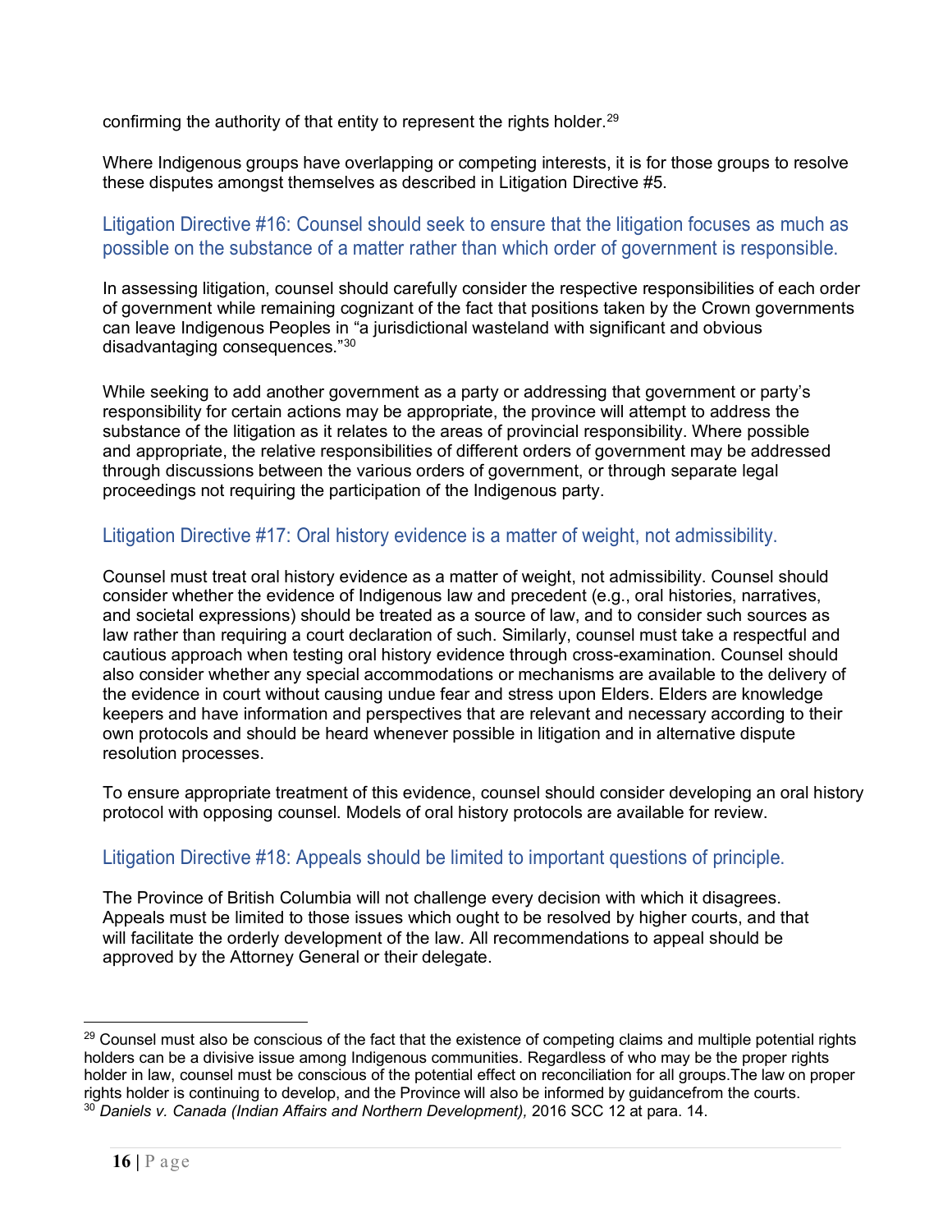confirming the authority of that entity to represent the rights holder.[29]

Where Indigenous groups have overlapping or competing interests, it is for those groups to resolve these disputes amongst themselves as described in Litigation Directive #5.

## Litigation Directive #16: Counsel should seek to ensure that the litigation focuses as much as possible on the substance of a matter rather than which order of government is responsible.

In assessing litigation, counsel should carefully consider the respective responsibilities of each order of government while remaining cognizant of the fact that positions taken by the Crown governments can leave Indigenous Peoples in "a jurisdictional wasteland with significant and obvious disadvantaging consequences."[30]

While seeking to add another government as a party or addressing that government or party's responsibility for certain actions may be appropriate, the province will attempt to address the substance of the litigation as it relates to the areas of provincial responsibility. Where possible and appropriate, the relative responsibilities of different orders of government may be addressed through discussions between the various orders of government, or through separate legal proceedings not requiring the participation of the Indigenous party.

## Litigation Directive #17: Oral history evidence is a matter of weight, not admissibility.

Counsel must treat oral history evidence as a matter of weight, not admissibility. Counsel should consider whether the evidence of Indigenous law and precedent (e.g., oral histories, narratives, and societal expressions) should be treated as a source of law, and to consider such sources as law rather than requiring a court declaration of such. Similarly, counsel must take a respectful and cautious approach when testing oral history evidence through cross-examination. Counsel should also consider whether any special accommodations or mechanisms are available to the delivery of the evidence in court without causing undue fear and stress upon Elders. Elders are knowledge keepers and have information and perspectives that are relevant and necessary according to their own protocols and should be heard whenever possible in litigation and in alternative dispute resolution processes.

To ensure appropriate treatment of this evidence, counsel should consider developing an oral history protocol with opposing counsel. Models of oral history protocols are available for review.

## Litigation Directive #18: Appeals should be limited to important questions of principle.

The Province of British Columbia will not challenge every decision with which it disagrees. Appeals must be limited to those issues which ought to be resolved by higher courts, and that will facilitate the orderly development of the law. All recommendations to appeal should be approved by the Attorney General or their delegate.

---

[29] Counsel must also be conscious of the fact that the existence of competing claims and multiple potential rights holders can be a divisive issue among Indigenous communities. Regardless of who may be the proper rights holder in law, counsel must be conscious of the potential effect on reconciliation for all groups.The law on proper rights holder is continuing to develop, and the Province will also be informed by guidancefrom the courts.

[30] *Daniels v. Canada (Indian Affairs and Northern Development),* 2016 SCC 12 at para. 14.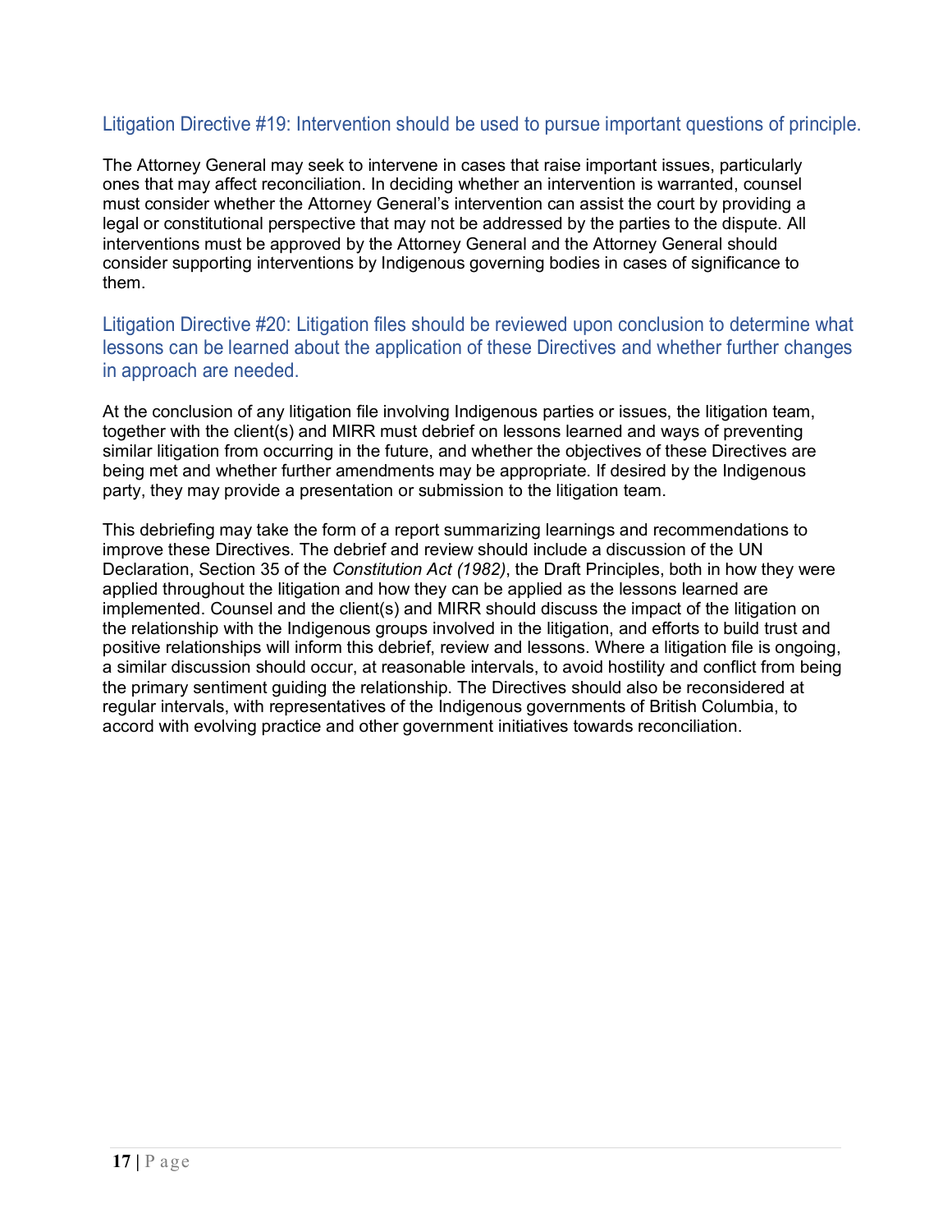### Litigation Directive #19: Intervention should be used to pursue important questions of principle.

The Attorney General may seek to intervene in cases that raise important issues, particularly ones that may affect reconciliation. In deciding whether an intervention is warranted, counsel must consider whether the Attorney General's intervention can assist the court by providing a legal or constitutional perspective that may not be addressed by the parties to the dispute. All interventions must be approved by the Attorney General and the Attorney General should consider supporting interventions by Indigenous governing bodies in cases of significance to them.

### Litigation Directive #20: Litigation files should be reviewed upon conclusion to determine what lessons can be learned about the application of these Directives and whether further changes in approach are needed.

At the conclusion of any litigation file involving Indigenous parties or issues, the litigation team, together with the client(s) and MIRR must debrief on lessons learned and ways of preventing similar litigation from occurring in the future, and whether the objectives of these Directives are being met and whether further amendments may be appropriate. If desired by the Indigenous party, they may provide a presentation or submission to the litigation team.

This debriefing may take the form of a report summarizing learnings and recommendations to improve these Directives. The debrief and review should include a discussion of the UN Declaration, Section 35 of the *Constitution Act (1982)*, the Draft Principles, both in how they were applied throughout the litigation and how they can be applied as the lessons learned are implemented. Counsel and the client(s) and MIRR should discuss the impact of the litigation on the relationship with the Indigenous groups involved in the litigation, and efforts to build trust and positive relationships will inform this debrief, review and lessons. Where a litigation file is ongoing, a similar discussion should occur, at reasonable intervals, to avoid hostility and conflict from being the primary sentiment guiding the relationship. The Directives should also be reconsidered at regular intervals, with representatives of the Indigenous governments of British Columbia, to accord with evolving practice and other government initiatives towards reconciliation.